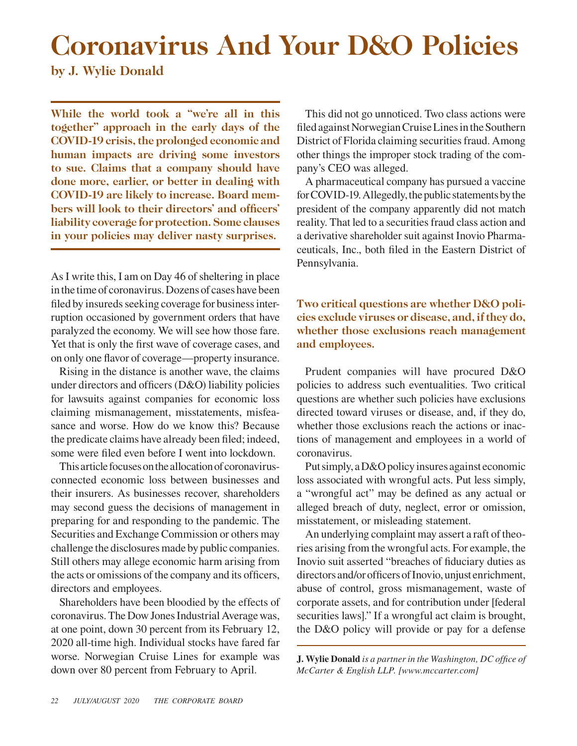# Coronavirus And Your D&O Policies

**by J. Wylie Donald**

**While the world took a "we're all in this together" approach in the early days of the COVID-19 crisis, the prolonged economic and human impacts are driving some investors to sue. Claims that a company should have done more, earlier, or better in dealing with COVID-19 are likely to increase. Board members will look to their directors' and officers' liability coverage for protection. Some clauses in your policies may deliver nasty surprises.**

As I write this, I am on Day 46 of sheltering in place in the time of coronavirus. Dozens of cases have been filed by insureds seeking coverage for business interruption occasioned by government orders that have paralyzed the economy. We will see how those fare. Yet that is only the first wave of coverage cases, and on only one flavor of coverage—property insurance.

Rising in the distance is another wave, the claims under directors and officers (D&O) liability policies for lawsuits against companies for economic loss claiming mismanagement, misstatements, misfeasance and worse. How do we know this? Because the predicate claims have already been filed; indeed, some were filed even before I went into lockdown.

This article focuses on the allocation of coronavirus-connected economic loss between businesses and their insurers. As businesses recover, shareholders may second guess the decisions of management in preparing for and responding to the pandemic. The Securities and Exchange Commission or others may challenge the disclosures made by public companies. Still others may allege economic harm arising from the acts or omissions of the company and its officers, directors and employees.

Shareholders have been bloodied by the effects of coronavirus. The Dow Jones Industrial Average was, at one point, down 30 percent from its February 12, 2020 all-time high. Individual stocks have fared far worse. Norwegian Cruise Lines for example was down over 80 percent from February to April.

This did not go unnoticed. Two class actions were filed against Norwegian Cruise Lines in the Southern District of Florida claiming securities fraud. Among other things the improper stock trading of the company's CEO was alleged.

A pharmaceutical company has pursued a vaccine for COVID-19. Allegedly, the public statements by the president of the company apparently did not match reality. That led to a securities fraud class action and a derivative shareholder suit against Inovio Pharmaceuticals, Inc., both filed in the Eastern District of Pennsylvania.

**Two critical questions are whether D&O policies exclude viruses or disease, and, if they do, whether those exclusions reach management and employees.**

Prudent companies will have procured D&O policies to address such eventualities. Two critical questions are whether such policies have exclusions directed toward viruses or disease, and, if they do, whether those exclusions reach the actions or inactions of management and employees in a world of coronavirus.

Put simply, a D&O policy insures against economic loss associated with wrongful acts. Put less simply, a "wrongful act" may be defined as any actual or alleged breach of duty, neglect, error or omission, misstatement, or misleading statement.

An underlying complaint may assert a raft of theories arising from the wrongful acts. For example, the Inovio suit asserted "breaches of fiduciary duties as directors and/or officers of Inovio, unjust enrichment, abuse of control, gross mismanagement, waste of corporate assets, and for contribution under [federal securities laws]." If a wrongful act claim is brought, the D&O policy will provide or pay for a defense

**J. Wylie Donald** *is a partner in the Washington, DC office of McCarter & English LLP. [www.mccarter.com]*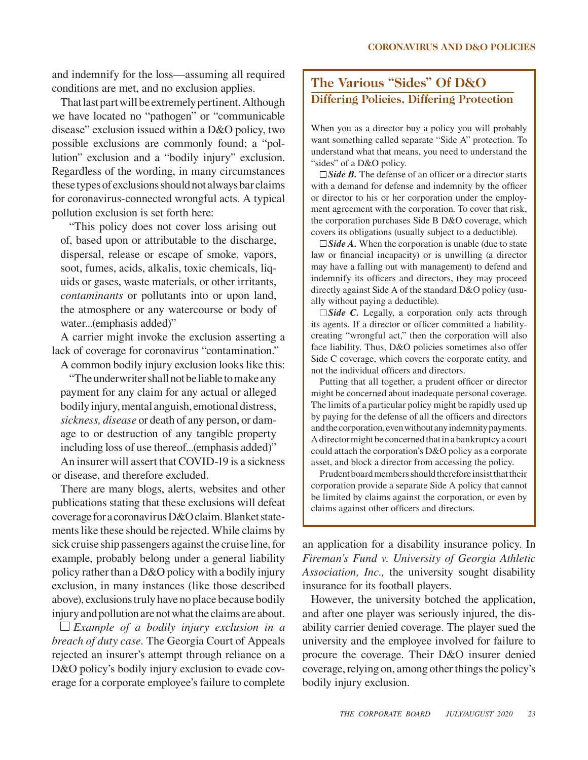and indemnify for the loss—assuming all required conditions are met, and no exclusion applies.

That last part will be extremely pertinent. Although we have located no "pathogen" or "communicable disease" exclusion issued within a D&O policy, two possible exclusions are commonly found; a "pollution" exclusion and a "bodily injury" exclusion. Regardless of the wording, in many circumstances these types of exclusions should not always bar claims for coronavirus-connected wrongful acts. A typical pollution exclusion is set forth here:

> "This policy does not cover loss arising out of, based upon or attributable to the discharge, dispersal, release or escape of smoke, vapors, soot, fumes, acids, alkalis, toxic chemicals, liquids or gases, waste materials, or other irritants, *contaminants* or pollutants into or upon land, the atmosphere or any watercourse or body of water...(emphasis added)"

A carrier might invoke the exclusion asserting a lack of coverage for coronavirus "contamination."

A common bodily injury exclusion looks like this:

> "The underwriter shall not be liable to make any payment for any claim for any actual or alleged bodily injury, mental anguish, emotional distress, *sickness, disease* or death of any person, or damage to or destruction of any tangible property including loss of use thereof...(emphasis added)"

An insurer will assert that COVID-19 is a sickness or disease, and therefore excluded.

There are many blogs, alerts, websites and other publications stating that these exclusions will defeat coverage for a coronavirus D&O claim. Blanket statements like these should be rejected. While claims by sick cruise ship passengers against the cruise line, for example, probably belong under a general liability policy rather than a D&O policy with a bodily injury exclusion, in many instances (like those described above), exclusions truly have no place because bodily injury and pollution are not what the claims are about.

☐ *Example of a bodily injury exclusion in a breach of duty case.* The Georgia Court of Appeals rejected an insurer's attempt through reliance on a D&O policy's bodily injury exclusion to evade coverage for a corporate employee's failure to complete an application for a disability insurance policy. In *Fireman's Fund v. University of Georgia Athletic Association, Inc.,* the university sought disability insurance for its football players.

However, the university botched the application, and after one player was seriously injured, the disability carrier denied coverage. The player sued the university and the employee involved for failure to procure the coverage. Their D&O insurer denied coverage, relying on, among other things the policy's bodily injury exclusion.

## The Various "Sides" Of D&O

### Differing Policies, Differing Protection

When you as a director buy a policy you will probably want something called separate "Side A" protection. To understand what that means, you need to understand the "sides" of a D&O policy.

☐ ***Side B.*** The defense of an officer or a director starts with a demand for defense and indemnity by the officer or director to his or her corporation under the employment agreement with the corporation. To cover that risk, the corporation purchases Side B D&O coverage, which covers its obligations (usually subject to a deductible).

☐ ***Side A.*** When the corporation is unable (due to state law or financial incapacity) or is unwilling (a director may have a falling out with management) to defend and indemnify its officers and directors, they may proceed directly against Side A of the standard D&O policy (usually without paying a deductible).

☐ ***Side C.*** Legally, a corporation only acts through its agents. If a director or officer committed a liability-creating "wrongful act," then the corporation will also face liability. Thus, D&O policies sometimes also offer Side C coverage, which covers the corporate entity, and not the individual officers and directors.

Putting that all together, a prudent officer or director might be concerned about inadequate personal coverage. The limits of a particular policy might be rapidly used up by paying for the defense of all the officers and directors and the corporation, even without any indemnity payments. A director might be concerned that in a bankruptcy a court could attach the corporation's D&O policy as a corporate asset, and block a director from accessing the policy.

Prudent board members should therefore insist that their corporation provide a separate Side A policy that cannot be limited by claims against the corporation, or even by claims against other officers and directors.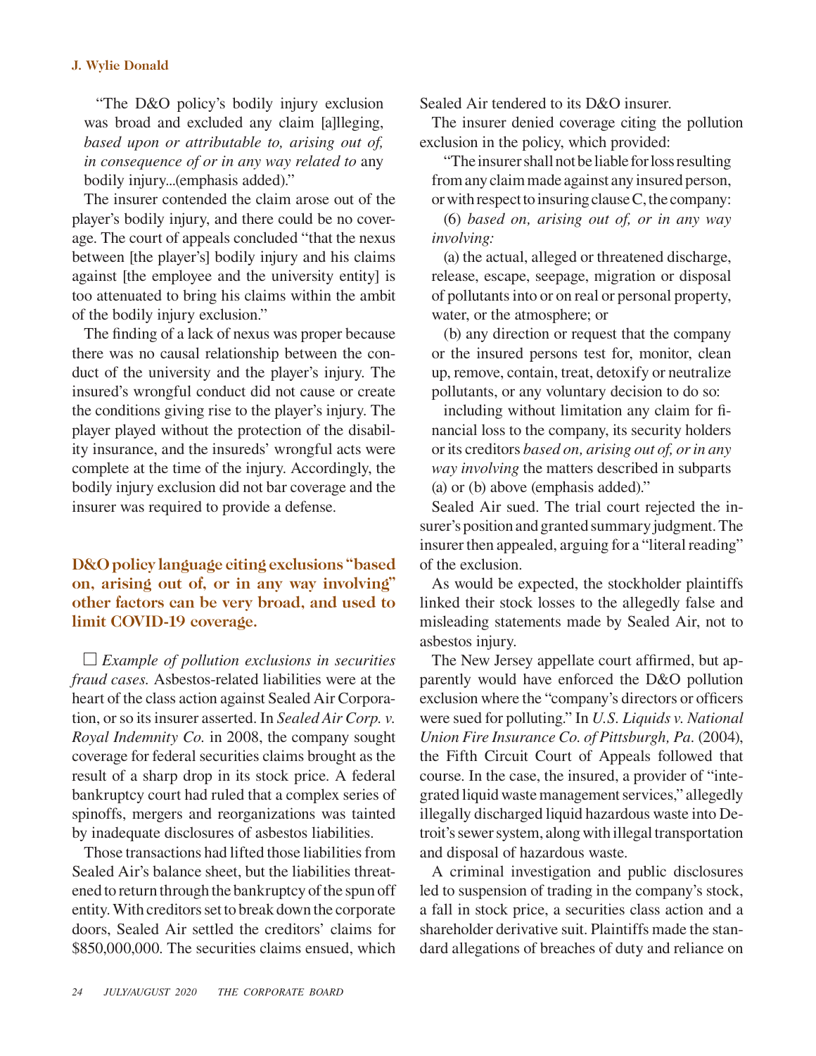"The D&O policy's bodily injury exclusion was broad and excluded any claim [a]lleging, *based upon or attributable to, arising out of, in consequence of or in any way related to* any bodily injury...(emphasis added)."

The insurer contended the claim arose out of the player's bodily injury, and there could be no coverage. The court of appeals concluded "that the nexus between [the player's] bodily injury and his claims against [the employee and the university entity] is too attenuated to bring his claims within the ambit of the bodily injury exclusion."

The finding of a lack of nexus was proper because there was no causal relationship between the conduct of the university and the player's injury. The insured's wrongful conduct did not cause or create the conditions giving rise to the player's injury. The player played without the protection of the disability insurance, and the insureds' wrongful acts were complete at the time of the injury. Accordingly, the bodily injury exclusion did not bar coverage and the insurer was required to provide a defense.

### D&O policy language citing exclusions "based on, arising out of, or in any way involving" other factors can be very broad, and used to limit COVID-19 coverage.

☐ *Example of pollution exclusions in securities fraud cases.* Asbestos-related liabilities were at the heart of the class action against Sealed Air Corporation, or so its insurer asserted. In *Sealed Air Corp. v. Royal Indemnity Co.* in 2008, the company sought coverage for federal securities claims brought as the result of a sharp drop in its stock price. A federal bankruptcy court had ruled that a complex series of spinoffs, mergers and reorganizations was tainted by inadequate disclosures of asbestos liabilities.

Those transactions had lifted those liabilities from Sealed Air's balance sheet, but the liabilities threatened to return through the bankruptcy of the spun off entity. With creditors set to break down the corporate doors, Sealed Air settled the creditors' claims for $850,000,000. The securities claims ensued, which Sealed Air tendered to its D&O insurer.

The insurer denied coverage citing the pollution exclusion in the policy, which provided:

"The insurer shall not be liable for loss resulting from any claim made against any insured person, or with respect to insuring clause C, the company:

(6) *based on, arising out of, or in any way involving:*

(a) the actual, alleged or threatened discharge, release, escape, seepage, migration or disposal of pollutants into or on real or personal property, water, or the atmosphere; or

(b) any direction or request that the company or the insured persons test for, monitor, clean up, remove, contain, treat, detoxify or neutralize pollutants, or any voluntary decision to do so:

including without limitation any claim for financial loss to the company, its security holders or its creditors *based on, arising out of, or in any way involving* the matters described in subparts (a) or (b) above (emphasis added)."

Sealed Air sued. The trial court rejected the insurer's position and granted summary judgment. The insurer then appealed, arguing for a "literal reading" of the exclusion.

As would be expected, the stockholder plaintiffs linked their stock losses to the allegedly false and misleading statements made by Sealed Air, not to asbestos injury.

The New Jersey appellate court affirmed, but apparently would have enforced the D&O pollution exclusion where the "company's directors or officers were sued for polluting." In *U.S. Liquids v. National Union Fire Insurance Co. of Pittsburgh, Pa.* (2004), the Fifth Circuit Court of Appeals followed that course. In the case, the insured, a provider of "integrated liquid waste management services," allegedly illegally discharged liquid hazardous waste into Detroit's sewer system, along with illegal transportation and disposal of hazardous waste.

A criminal investigation and public disclosures led to suspension of trading in the company's stock, a fall in stock price, a securities class action and a shareholder derivative suit. Plaintiffs made the standard allegations of breaches of duty and reliance on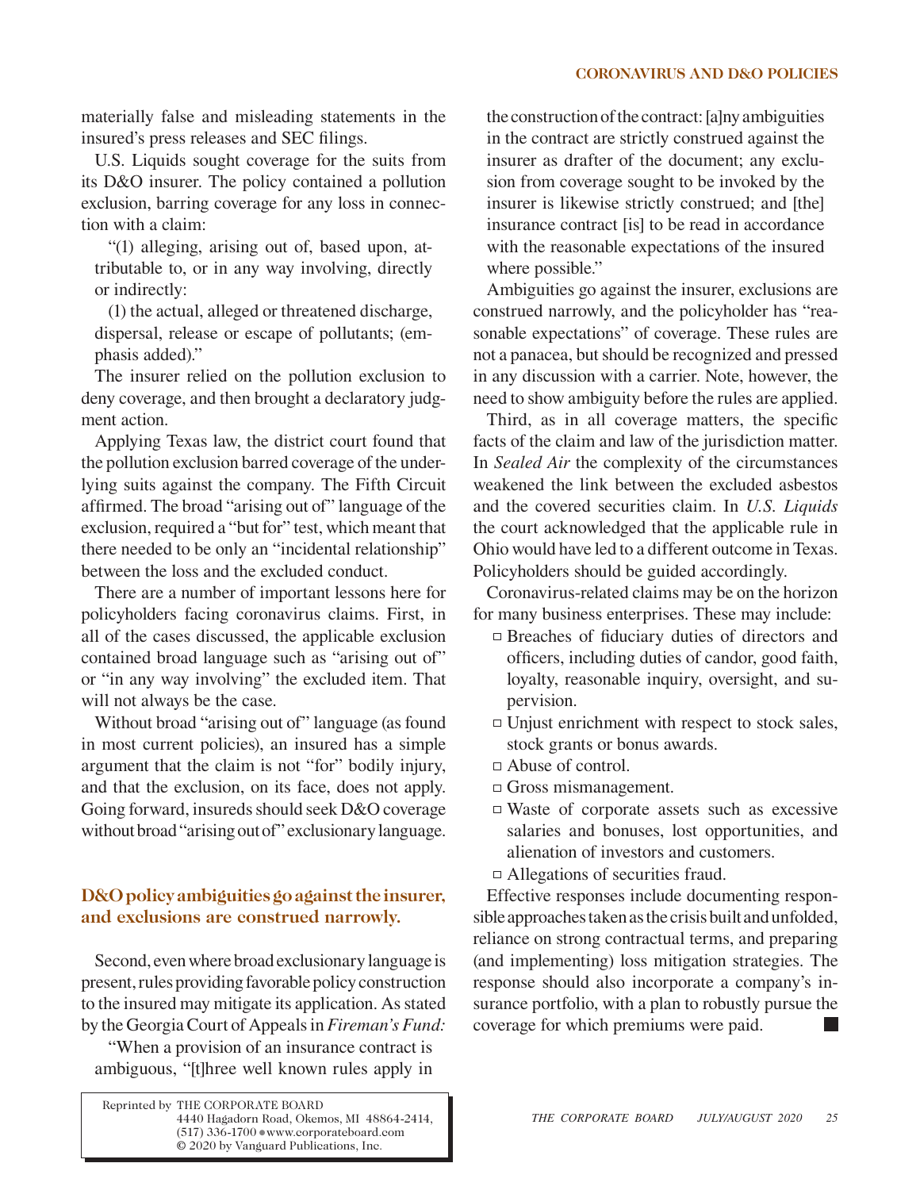materially false and misleading statements in the insured's press releases and SEC filings.

U.S. Liquids sought coverage for the suits from its D&O insurer. The policy contained a pollution exclusion, barring coverage for any loss in connection with a claim:

> "(1) alleging, arising out of, based upon, attributable to, or in any way involving, directly or indirectly:
>
> (1) the actual, alleged or threatened discharge, dispersal, release or escape of pollutants; (emphasis added)."

The insurer relied on the pollution exclusion to deny coverage, and then brought a declaratory judgment action.

Applying Texas law, the district court found that the pollution exclusion barred coverage of the underlying suits against the company. The Fifth Circuit affirmed. The broad "arising out of" language of the exclusion, required a "but for" test, which meant that there needed to be only an "incidental relationship" between the loss and the excluded conduct.

There are a number of important lessons here for policyholders facing coronavirus claims. First, in all of the cases discussed, the applicable exclusion contained broad language such as "arising out of" or "in any way involving" the excluded item. That will not always be the case.

Without broad "arising out of" language (as found in most current policies), an insured has a simple argument that the claim is not "for" bodily injury, and that the exclusion, on its face, does not apply. Going forward, insureds should seek D&O coverage without broad "arising out of" exclusionary language.

## D&O policy ambiguities go against the insurer, and exclusions are construed narrowly.

Second, even where broad exclusionary language is present, rules providing favorable policy construction to the insured may mitigate its application. As stated by the Georgia Court of Appeals in *Fireman's Fund:*

> "When a provision of an insurance contract is ambiguous, "[t]hree well known rules apply in the construction of the contract: [a]ny ambiguities in the contract are strictly construed against the insurer as drafter of the document; any exclusion from coverage sought to be invoked by the insurer is likewise strictly construed; and [the] insurance contract [is] to be read in accordance with the reasonable expectations of the insured where possible."

Ambiguities go against the insurer, exclusions are construed narrowly, and the policyholder has "reasonable expectations" of coverage. These rules are not a panacea, but should be recognized and pressed in any discussion with a carrier. Note, however, the need to show ambiguity before the rules are applied.

Third, as in all coverage matters, the specific facts of the claim and law of the jurisdiction matter. In *Sealed Air* the complexity of the circumstances weakened the link between the excluded asbestos and the covered securities claim. In *U.S. Liquids* the court acknowledged that the applicable rule in Ohio would have led to a different outcome in Texas. Policyholders should be guided accordingly.

Coronavirus-related claims may be on the horizon for many business enterprises. These may include:

- Breaches of fiduciary duties of directors and officers, including duties of candor, good faith, loyalty, reasonable inquiry, oversight, and supervision.
- Unjust enrichment with respect to stock sales, stock grants or bonus awards.
- Abuse of control.
- Gross mismanagement.
- Waste of corporate assets such as excessive salaries and bonuses, lost opportunities, and alienation of investors and customers.
- Allegations of securities fraud.

Effective responses include documenting responsible approaches taken as the crisis built and unfolded, reliance on strong contractual terms, and preparing (and implementing) loss mitigation strategies. The response should also incorporate a company's insurance portfolio, with a plan to robustly pursue the coverage for which premiums were paid. ■

Reprinted by THE CORPORATE BOARD
4440 Hagadorn Road, Okemos, MI 48864-2414,
(517) 336-1700 • www.corporateboard.com
© 2020 by Vanguard Publications, Inc.